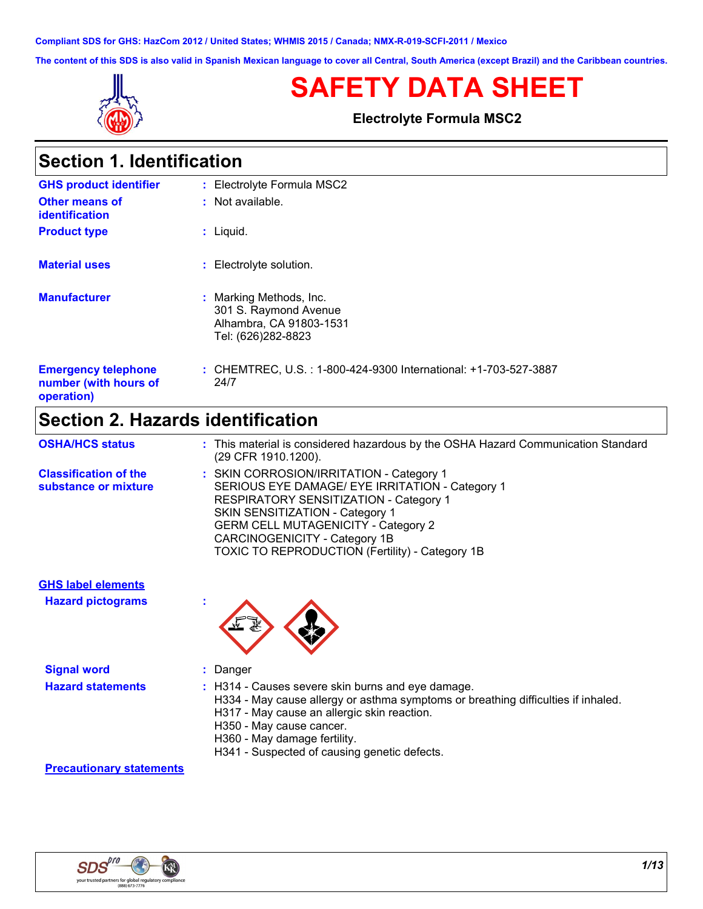Compliant SDS for GHS: HazCom 2012 / United States; WHMIS 2015 / Canada; NMX-R-019-SCFI-2011 / Mexico

The content of this SDS is also valid in Spanish Mexican language to cover all Central, South America (except Brazil) and the Caribbean countries.

# SAFETY DATA SHEET

**Electrolyte Formula MSC2**

## Section 1. Identification

| | |
|---|---|
| **GHS product identifier** | : Electrolyte Formula MSC2 |
| **Other means of identification** | : Not available. |
| **Product type** | : Liquid. |
| **Material uses** | : Electrolyte solution. |
| **Manufacturer** | : Marking Methods, Inc.<br>301 S. Raymond Avenue<br>Alhambra, CA 91803-1531<br>Tel: (626)282-8823 |
| **Emergency telephone number (with hours of operation)** | : CHEMTREC, U.S. : 1-800-424-9300 International: +1-703-527-3887<br>24/7 |

## Section 2. Hazards identification

| | |
|---|---|
| **OSHA/HCS status** | : This material is considered hazardous by the OSHA Hazard Communication Standard (29 CFR 1910.1200). |
| **Classification of the substance or mixture** | : SKIN CORROSION/IRRITATION - Category 1<br>SERIOUS EYE DAMAGE/ EYE IRRITATION - Category 1<br>RESPIRATORY SENSITIZATION - Category 1<br>SKIN SENSITIZATION - Category 1<br>GERM CELL MUTAGENICITY - Category 2<br>CARCINOGENICITY - Category 1B<br>TOXIC TO REPRODUCTION (Fertility) - Category 1B |

**GHS label elements**

**Hazard pictograms** :

**Signal word** : Danger

**Hazard statements** : H314 - Causes severe skin burns and eye damage.
H334 - May cause allergy or asthma symptoms or breathing difficulties if inhaled.
H317 - May cause an allergic skin reaction.
H350 - May cause cancer.
H360 - May damage fertility.
H341 - Suspected of causing genetic defects.

**Precautionary statements**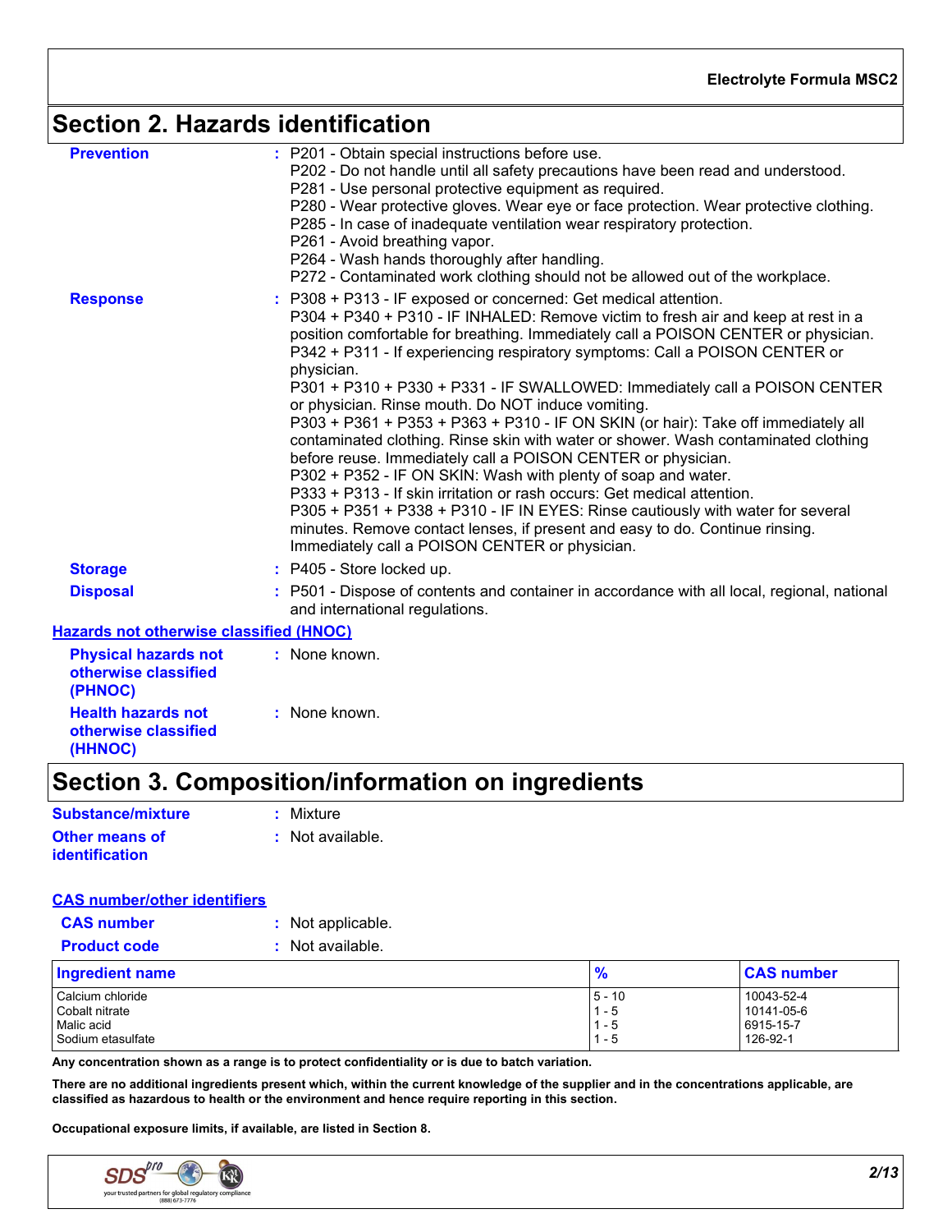## Section 2. Hazards identification

**Prevention** : P201 - Obtain special instructions before use.
P202 - Do not handle until all safety precautions have been read and understood.
P281 - Use personal protective equipment as required.
P280 - Wear protective gloves. Wear eye or face protection. Wear protective clothing.
P285 - In case of inadequate ventilation wear respiratory protection.
P261 - Avoid breathing vapor.
P264 - Wash hands thoroughly after handling.
P272 - Contaminated work clothing should not be allowed out of the workplace.

**Response** : P308 + P313 - IF exposed or concerned: Get medical attention.
P304 + P340 + P310 - IF INHALED: Remove victim to fresh air and keep at rest in a position comfortable for breathing. Immediately call a POISON CENTER or physician.
P342 + P311 - If experiencing respiratory symptoms: Call a POISON CENTER or physician.
P301 + P310 + P330 + P331 - IF SWALLOWED: Immediately call a POISON CENTER or physician. Rinse mouth. Do NOT induce vomiting.
P303 + P361 + P353 + P363 + P310 - IF ON SKIN (or hair): Take off immediately all contaminated clothing. Rinse skin with water or shower. Wash contaminated clothing before reuse. Immediately call a POISON CENTER or physician.
P302 + P352 - IF ON SKIN: Wash with plenty of soap and water.
P333 + P313 - If skin irritation or rash occurs: Get medical attention.
P305 + P351 + P338 + P310 - IF IN EYES: Rinse cautiously with water for several minutes. Remove contact lenses, if present and easy to do. Continue rinsing. Immediately call a POISON CENTER or physician.

**Storage** : P405 - Store locked up.

**Disposal** : P501 - Dispose of contents and container in accordance with all local, regional, national and international regulations.

**Hazards not otherwise classified (HNOC)**

**Physical hazards not otherwise classified (PHNOC)** : None known.

**Health hazards not otherwise classified (HHNOC)** : None known.

## Section 3. Composition/information on ingredients

**Substance/mixture** : Mixture

**Other means of identification** : Not available.

**CAS number/other identifiers**

**CAS number** : Not applicable.

**Product code** : Not available.

| Ingredient name | % | CAS number |
|---|---|---|
| Calcium chloride | 5 - 10 | 10043-52-4 |
| Cobalt nitrate | 1 - 5 | 10141-05-6 |
| Malic acid | 1 - 5 | 6915-15-7 |
| Sodium etasulfate | 1 - 5 | 126-92-1 |

**Any concentration shown as a range is to protect confidentiality or is due to batch variation.**

**There are no additional ingredients present which, within the current knowledge of the supplier and in the concentrations applicable, are classified as hazardous to health or the environment and hence require reporting in this section.**

**Occupational exposure limits, if available, are listed in Section 8.**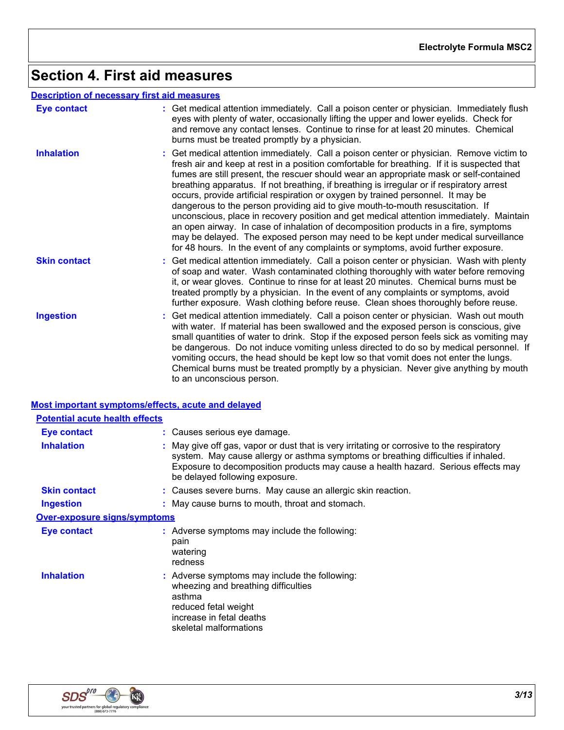# Section 4. First aid measures

## Description of necessary first aid measures

**Eye contact** : Get medical attention immediately. Call a poison center or physician. Immediately flush eyes with plenty of water, occasionally lifting the upper and lower eyelids. Check for and remove any contact lenses. Continue to rinse for at least 20 minutes. Chemical burns must be treated promptly by a physician.

**Inhalation** : Get medical attention immediately. Call a poison center or physician. Remove victim to fresh air and keep at rest in a position comfortable for breathing. If it is suspected that fumes are still present, the rescuer should wear an appropriate mask or self-contained breathing apparatus. If not breathing, if breathing is irregular or if respiratory arrest occurs, provide artificial respiration or oxygen by trained personnel. It may be dangerous to the person providing aid to give mouth-to-mouth resuscitation. If unconscious, place in recovery position and get medical attention immediately. Maintain an open airway. In case of inhalation of decomposition products in a fire, symptoms may be delayed. The exposed person may need to be kept under medical surveillance for 48 hours. In the event of any complaints or symptoms, avoid further exposure.

**Skin contact** : Get medical attention immediately. Call a poison center or physician. Wash with plenty of soap and water. Wash contaminated clothing thoroughly with water before removing it, or wear gloves. Continue to rinse for at least 20 minutes. Chemical burns must be treated promptly by a physician. In the event of any complaints or symptoms, avoid further exposure. Wash clothing before reuse. Clean shoes thoroughly before reuse.

**Ingestion** : Get medical attention immediately. Call a poison center or physician. Wash out mouth with water. If material has been swallowed and the exposed person is conscious, give small quantities of water to drink. Stop if the exposed person feels sick as vomiting may be dangerous. Do not induce vomiting unless directed to do so by medical personnel. If vomiting occurs, the head should be kept low so that vomit does not enter the lungs. Chemical burns must be treated promptly by a physician. Never give anything by mouth to an unconscious person.

## Most important symptoms/effects, acute and delayed

### Potential acute health effects

**Eye contact** : Causes serious eye damage.

**Inhalation** : May give off gas, vapor or dust that is very irritating or corrosive to the respiratory system. May cause allergy or asthma symptoms or breathing difficulties if inhaled. Exposure to decomposition products may cause a health hazard. Serious effects may be delayed following exposure.

**Skin contact** : Causes severe burns. May cause an allergic skin reaction.

**Ingestion** : May cause burns to mouth, throat and stomach.

### Over-exposure signs/symptoms

**Eye contact** : Adverse symptoms may include the following:
pain
watering
redness

**Inhalation** : Adverse symptoms may include the following:
wheezing and breathing difficulties
asthma
reduced fetal weight
increase in fetal deaths
skeletal malformations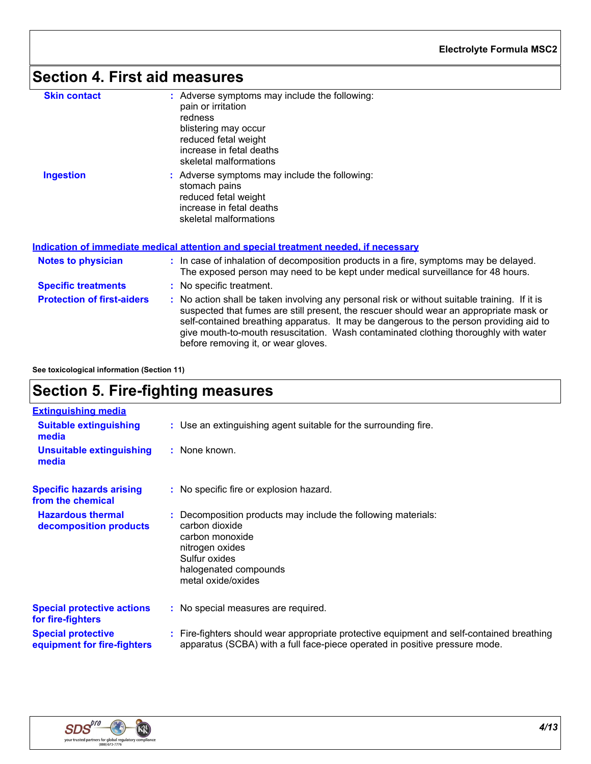## Section 4. First aid measures

**Skin contact** : Adverse symptoms may include the following:
pain or irritation
redness
blistering may occur
reduced fetal weight
increase in fetal deaths
skeletal malformations

**Ingestion** : Adverse symptoms may include the following:
stomach pains
reduced fetal weight
increase in fetal deaths
skeletal malformations

### Indication of immediate medical attention and special treatment needed, if necessary

**Notes to physician** : In case of inhalation of decomposition products in a fire, symptoms may be delayed. The exposed person may need to be kept under medical surveillance for 48 hours.

**Specific treatments** : No specific treatment.

**Protection of first-aiders** : No action shall be taken involving any personal risk or without suitable training. If it is suspected that fumes are still present, the rescuer should wear an appropriate mask or self-contained breathing apparatus. It may be dangerous to the person providing aid to give mouth-to-mouth resuscitation. Wash contaminated clothing thoroughly with water before removing it, or wear gloves.

**See toxicological information (Section 11)**

## Section 5. Fire-fighting measures

### Extinguishing media

**Suitable extinguishing media** : Use an extinguishing agent suitable for the surrounding fire.

**Unsuitable extinguishing media** : None known.

**Specific hazards arising from the chemical** : No specific fire or explosion hazard.

**Hazardous thermal decomposition products** : Decomposition products may include the following materials:
carbon dioxide
carbon monoxide
nitrogen oxides
Sulfur oxides
halogenated compounds
metal oxide/oxides

**Special protective actions for fire-fighters** : No special measures are required.

**Special protective equipment for fire-fighters** : Fire-fighters should wear appropriate protective equipment and self-contained breathing apparatus (SCBA) with a full face-piece operated in positive pressure mode.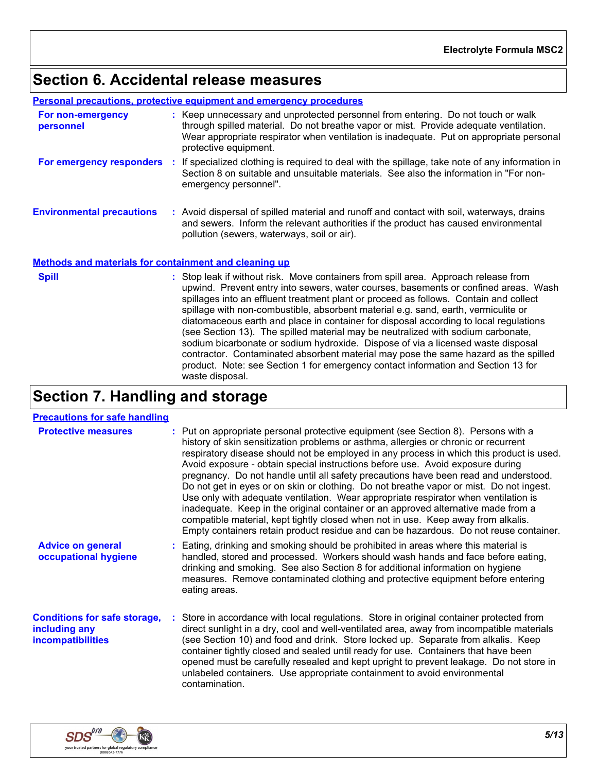# Section 6. Accidental release measures

## Personal precautions, protective equipment and emergency procedures

**For non-emergency personnel** : Keep unnecessary and unprotected personnel from entering. Do not touch or walk through spilled material. Do not breathe vapor or mist. Provide adequate ventilation. Wear appropriate respirator when ventilation is inadequate. Put on appropriate personal protective equipment.

**For emergency responders** : If specialized clothing is required to deal with the spillage, take note of any information in Section 8 on suitable and unsuitable materials. See also the information in "For non-emergency personnel".

**Environmental precautions** : Avoid dispersal of spilled material and runoff and contact with soil, waterways, drains and sewers. Inform the relevant authorities if the product has caused environmental pollution (sewers, waterways, soil or air).

## Methods and materials for containment and cleaning up

**Spill** : Stop leak if without risk. Move containers from spill area. Approach release from upwind. Prevent entry into sewers, water courses, basements or confined areas. Wash spillages into an effluent treatment plant or proceed as follows. Contain and collect spillage with non-combustible, absorbent material e.g. sand, earth, vermiculite or diatomaceous earth and place in container for disposal according to local regulations (see Section 13). The spilled material may be neutralized with sodium carbonate, sodium bicarbonate or sodium hydroxide. Dispose of via a licensed waste disposal contractor. Contaminated absorbent material may pose the same hazard as the spilled product. Note: see Section 1 for emergency contact information and Section 13 for waste disposal.

# Section 7. Handling and storage

## Precautions for safe handling

**Protective measures** : Put on appropriate personal protective equipment (see Section 8). Persons with a history of skin sensitization problems or asthma, allergies or chronic or recurrent respiratory disease should not be employed in any process in which this product is used. Avoid exposure - obtain special instructions before use. Avoid exposure during pregnancy. Do not handle until all safety precautions have been read and understood. Do not get in eyes or on skin or clothing. Do not breathe vapor or mist. Do not ingest. Use only with adequate ventilation. Wear appropriate respirator when ventilation is inadequate. Keep in the original container or an approved alternative made from a compatible material, kept tightly closed when not in use. Keep away from alkalis. Empty containers retain product residue and can be hazardous. Do not reuse container.

**Advice on general occupational hygiene** : Eating, drinking and smoking should be prohibited in areas where this material is handled, stored and processed. Workers should wash hands and face before eating, drinking and smoking. See also Section 8 for additional information on hygiene measures. Remove contaminated clothing and protective equipment before entering eating areas.

**Conditions for safe storage, including any incompatibilities** : Store in accordance with local regulations. Store in original container protected from direct sunlight in a dry, cool and well-ventilated area, away from incompatible materials (see Section 10) and food and drink. Store locked up. Separate from alkalis. Keep container tightly closed and sealed until ready for use. Containers that have been opened must be carefully resealed and kept upright to prevent leakage. Do not store in unlabeled containers. Use appropriate containment to avoid environmental contamination.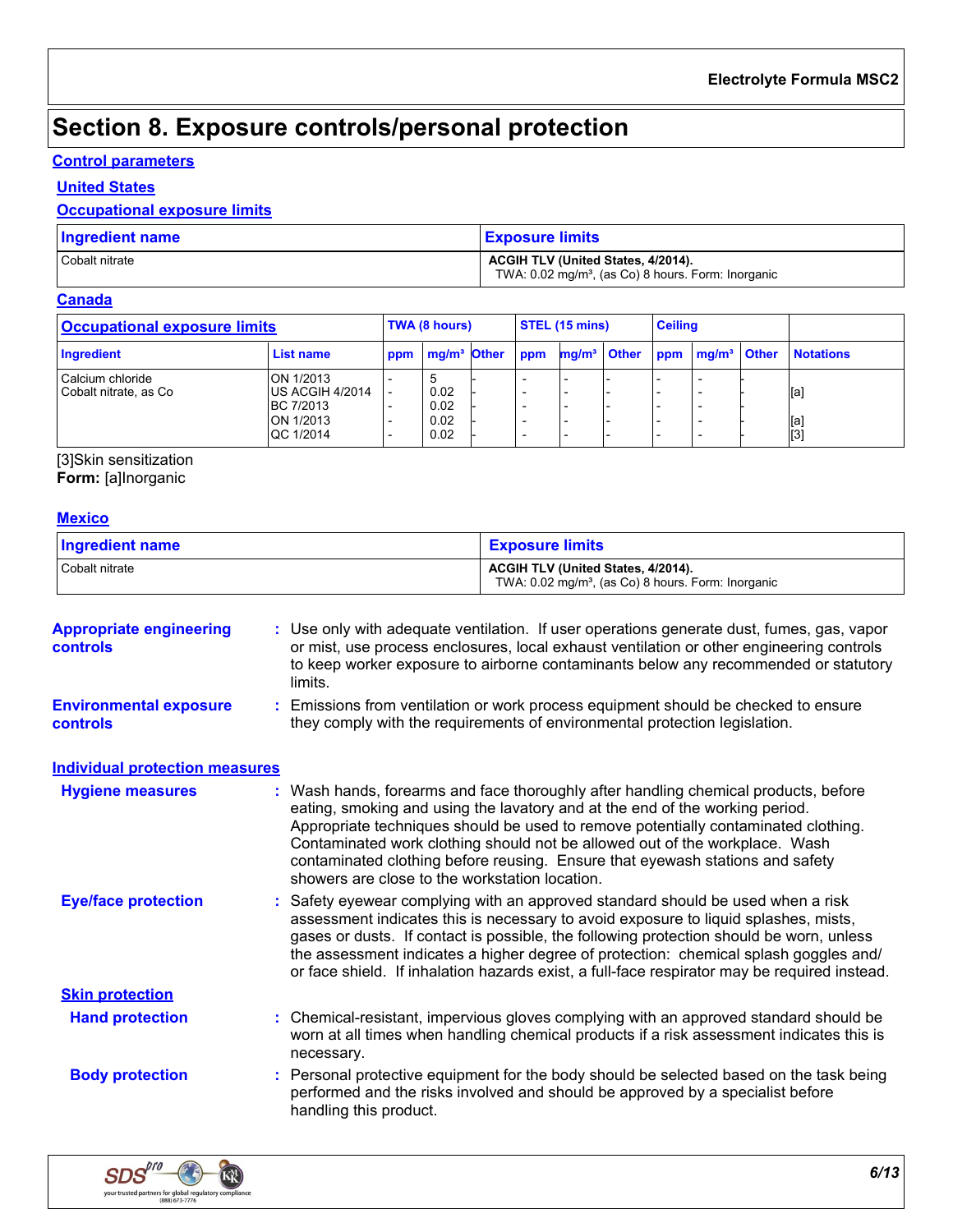# Section 8. Exposure controls/personal protection

## Control parameters

### United States

### Occupational exposure limits

| Ingredient name | Exposure limits |
|---|---|
| Cobalt nitrate | **ACGIH TLV (United States, 4/2014).** TWA: 0.02 mg/m³, (as Co) 8 hours. Form: Inorganic |

### Canada

| Occupational exposure limits | | TWA (8 hours) | | | STEL (15 mins) | | | Ceiling | | | |
|---|---|---|---|---|---|---|---|---|---|---|---|
| **Ingredient** | **List name** | **ppm** | **mg/m³** | **Other** | **ppm** | **mg/m³** | **Other** | **ppm** | **mg/m³** | **Other** | **Notations** |
| Calcium chloride | ON 1/2013 | - | 5 | - | - | - | - | - | - | - | |
| Cobalt nitrate, as Co | US ACGIH 4/2014 | - | 0.02 | - | - | - | - | - | - | - | [a] |
| | BC 7/2013 | - | 0.02 | - | - | - | - | - | - | - | |
| | ON 1/2013 | - | 0.02 | - | - | - | - | - | - | - | [a] |
| | QC 1/2014 | - | 0.02 | - | - | - | - | - | - | - | [3] |

[3]Skin sensitization
**Form:** [a]Inorganic

### Mexico

| Ingredient name | Exposure limits |
|---|---|
| Cobalt nitrate | **ACGIH TLV (United States, 4/2014).** TWA: 0.02 mg/m³, (as Co) 8 hours. Form: Inorganic |

**Appropriate engineering controls** : Use only with adequate ventilation. If user operations generate dust, fumes, gas, vapor or mist, use process enclosures, local exhaust ventilation or other engineering controls to keep worker exposure to airborne contaminants below any recommended or statutory limits.

**Environmental exposure controls** : Emissions from ventilation or work process equipment should be checked to ensure they comply with the requirements of environmental protection legislation.

## Individual protection measures

**Hygiene measures** : Wash hands, forearms and face thoroughly after handling chemical products, before eating, smoking and using the lavatory and at the end of the working period. Appropriate techniques should be used to remove potentially contaminated clothing. Contaminated work clothing should not be allowed out of the workplace. Wash contaminated clothing before reusing. Ensure that eyewash stations and safety showers are close to the workstation location.

**Eye/face protection** : Safety eyewear complying with an approved standard should be used when a risk assessment indicates this is necessary to avoid exposure to liquid splashes, mists, gases or dusts. If contact is possible, the following protection should be worn, unless the assessment indicates a higher degree of protection: chemical splash goggles and/or face shield. If inhalation hazards exist, a full-face respirator may be required instead.

### Skin protection

**Hand protection** : Chemical-resistant, impervious gloves complying with an approved standard should be worn at all times when handling chemical products if a risk assessment indicates this is necessary.

**Body protection** : Personal protective equipment for the body should be selected based on the task being performed and the risks involved and should be approved by a specialist before handling this product.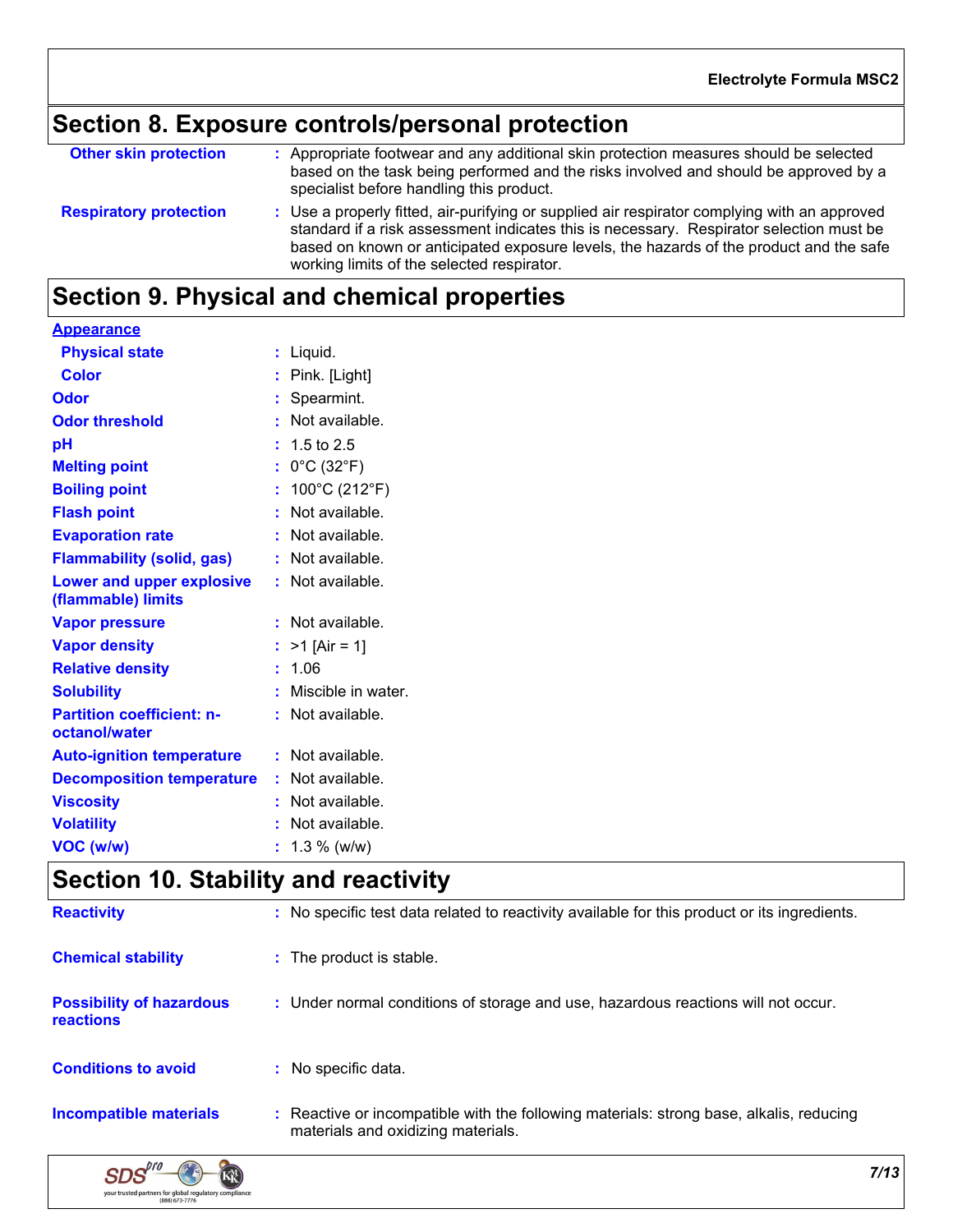## Section 8. Exposure controls/personal protection

**Other skin protection** : Appropriate footwear and any additional skin protection measures should be selected based on the task being performed and the risks involved and should be approved by a specialist before handling this product.

**Respiratory protection** : Use a properly fitted, air-purifying or supplied air respirator complying with an approved standard if a risk assessment indicates this is necessary. Respirator selection must be based on known or anticipated exposure levels, the hazards of the product and the safe working limits of the selected respirator.

## Section 9. Physical and chemical properties

**Appearance**

| Property | Value |
| --- | --- |
| Physical state | Liquid. |
| Color | Pink. [Light] |
| Odor | Spearmint. |
| Odor threshold | Not available. |
| pH | 1.5 to 2.5 |
| Melting point | 0°C (32°F) |
| Boiling point | 100°C (212°F) |
| Flash point | Not available. |
| Evaporation rate | Not available. |
| Flammability (solid, gas) | Not available. |
| Lower and upper explosive (flammable) limits | Not available. |
| Vapor pressure | Not available. |
| Vapor density | >1 [Air = 1] |
| Relative density | 1.06 |
| Solubility | Miscible in water. |
| Partition coefficient: n-octanol/water | Not available. |
| Auto-ignition temperature | Not available. |
| Decomposition temperature | Not available. |
| Viscosity | Not available. |
| Volatility | Not available. |
| VOC (w/w) | 1.3 % (w/w) |

## Section 10. Stability and reactivity

**Reactivity** : No specific test data related to reactivity available for this product or its ingredients.

**Chemical stability** : The product is stable.

**Possibility of hazardous reactions** : Under normal conditions of storage and use, hazardous reactions will not occur.

**Conditions to avoid** : No specific data.

**Incompatible materials** : Reactive or incompatible with the following materials: strong base, alkalis, reducing materials and oxidizing materials.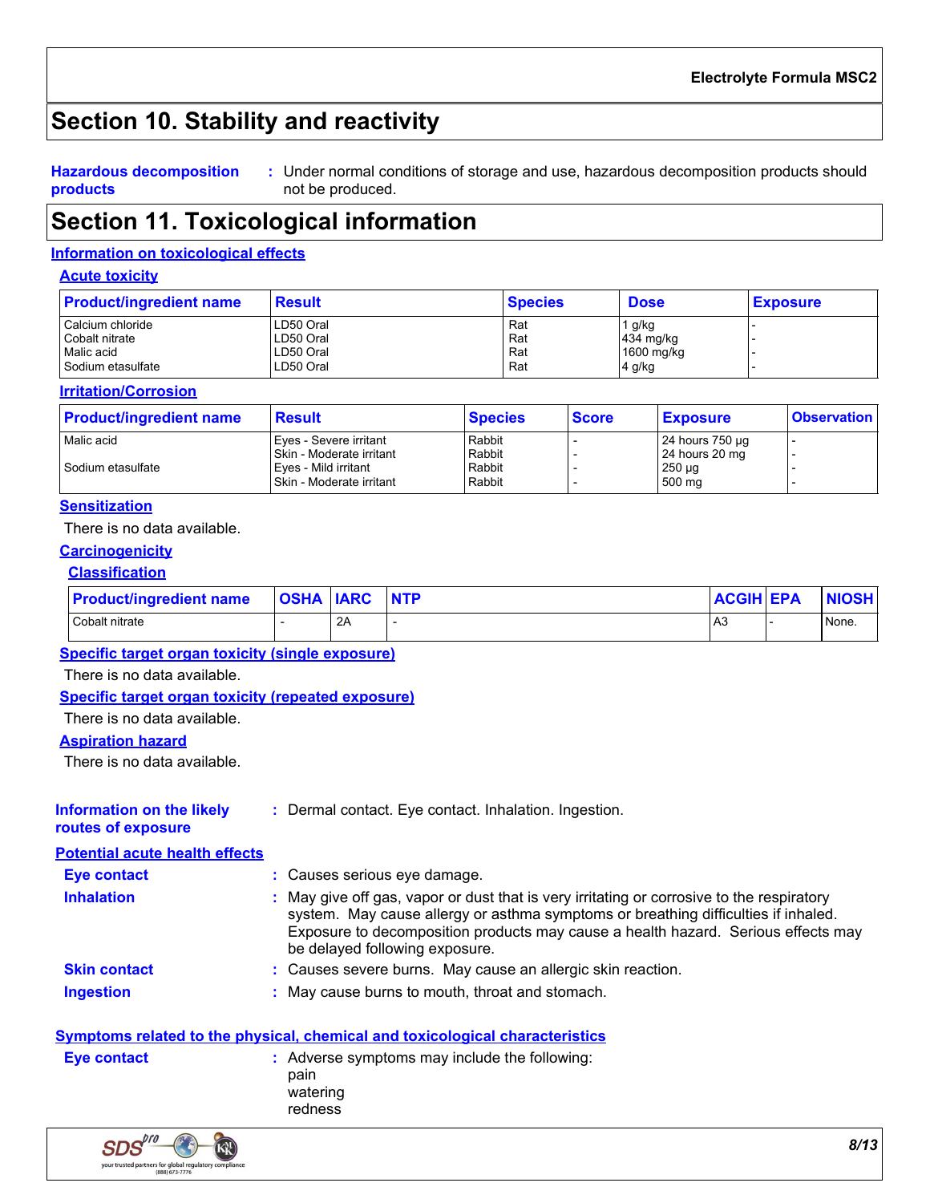# Section 10. Stability and reactivity

**Hazardous decomposition products** : Under normal conditions of storage and use, hazardous decomposition products should not be produced.

# Section 11. Toxicological information

## Information on toxicological effects

### Acute toxicity

| Product/ingredient name | Result | Species | Dose | Exposure |
|---|---|---|---|---|
| Calcium chloride | LD50 Oral | Rat | 1 g/kg | - |
| Cobalt nitrate | LD50 Oral | Rat | 434 mg/kg | - |
| Malic acid | LD50 Oral | Rat | 1600 mg/kg | - |
| Sodium etasulfate | LD50 Oral | Rat | 4 g/kg | - |

### Irritation/Corrosion

| Product/ingredient name | Result | Species | Score | Exposure | Observation |
|---|---|---|---|---|---|
| Malic acid | Eyes - Severe irritant | Rabbit | - | 24 hours 750 µg | - |
| | Skin - Moderate irritant | Rabbit | - | 24 hours 20 mg | - |
| Sodium etasulfate | Eyes - Mild irritant | Rabbit | - | 250 µg | - |
| | Skin - Moderate irritant | Rabbit | - | 500 mg | - |

### Sensitization

There is no data available.

### Carcinogenicity

#### Classification

| Product/ingredient name | OSHA | IARC | NTP | ACGIH | EPA | NIOSH |
|---|---|---|---|---|---|---|
| Cobalt nitrate | - | 2A | - | A3 | - | None. |

### Specific target organ toxicity (single exposure)

There is no data available.

### Specific target organ toxicity (repeated exposure)

There is no data available.

### Aspiration hazard

There is no data available.

**Information on the likely routes of exposure** : Dermal contact. Eye contact. Inhalation. Ingestion.

### Potential acute health effects

**Eye contact** : Causes serious eye damage.

**Inhalation** : May give off gas, vapor or dust that is very irritating or corrosive to the respiratory system. May cause allergy or asthma symptoms or breathing difficulties if inhaled. Exposure to decomposition products may cause a health hazard. Serious effects may be delayed following exposure.

**Skin contact** : Causes severe burns. May cause an allergic skin reaction.

**Ingestion** : May cause burns to mouth, throat and stomach.

### Symptoms related to the physical, chemical and toxicological characteristics

**Eye contact** : Adverse symptoms may include the following:
pain
watering
redness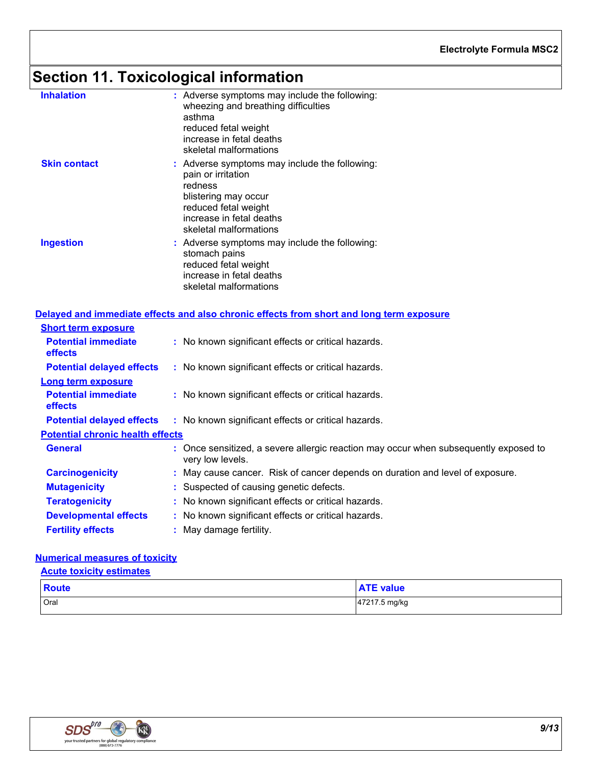# Section 11. Toxicological information

**Inhalation** : Adverse symptoms may include the following:
wheezing and breathing difficulties
asthma
reduced fetal weight
increase in fetal deaths
skeletal malformations

**Skin contact** : Adverse symptoms may include the following:
pain or irritation
redness
blistering may occur
reduced fetal weight
increase in fetal deaths
skeletal malformations

**Ingestion** : Adverse symptoms may include the following:
stomach pains
reduced fetal weight
increase in fetal deaths
skeletal malformations

## Delayed and immediate effects and also chronic effects from short and long term exposure

### Short term exposure

**Potential immediate effects** : No known significant effects or critical hazards.

**Potential delayed effects** : No known significant effects or critical hazards.

### Long term exposure

**Potential immediate effects** : No known significant effects or critical hazards.

**Potential delayed effects** : No known significant effects or critical hazards.

### Potential chronic health effects

**General** : Once sensitized, a severe allergic reaction may occur when subsequently exposed to very low levels.

**Carcinogenicity** : May cause cancer. Risk of cancer depends on duration and level of exposure.

**Mutagenicity** : Suspected of causing genetic defects.

**Teratogenicity** : No known significant effects or critical hazards.

**Developmental effects** : No known significant effects or critical hazards.

**Fertility effects** : May damage fertility.

## Numerical measures of toxicity

### Acute toxicity estimates

| Route | ATE value |
|---|---|
| Oral | 47217.5 mg/kg |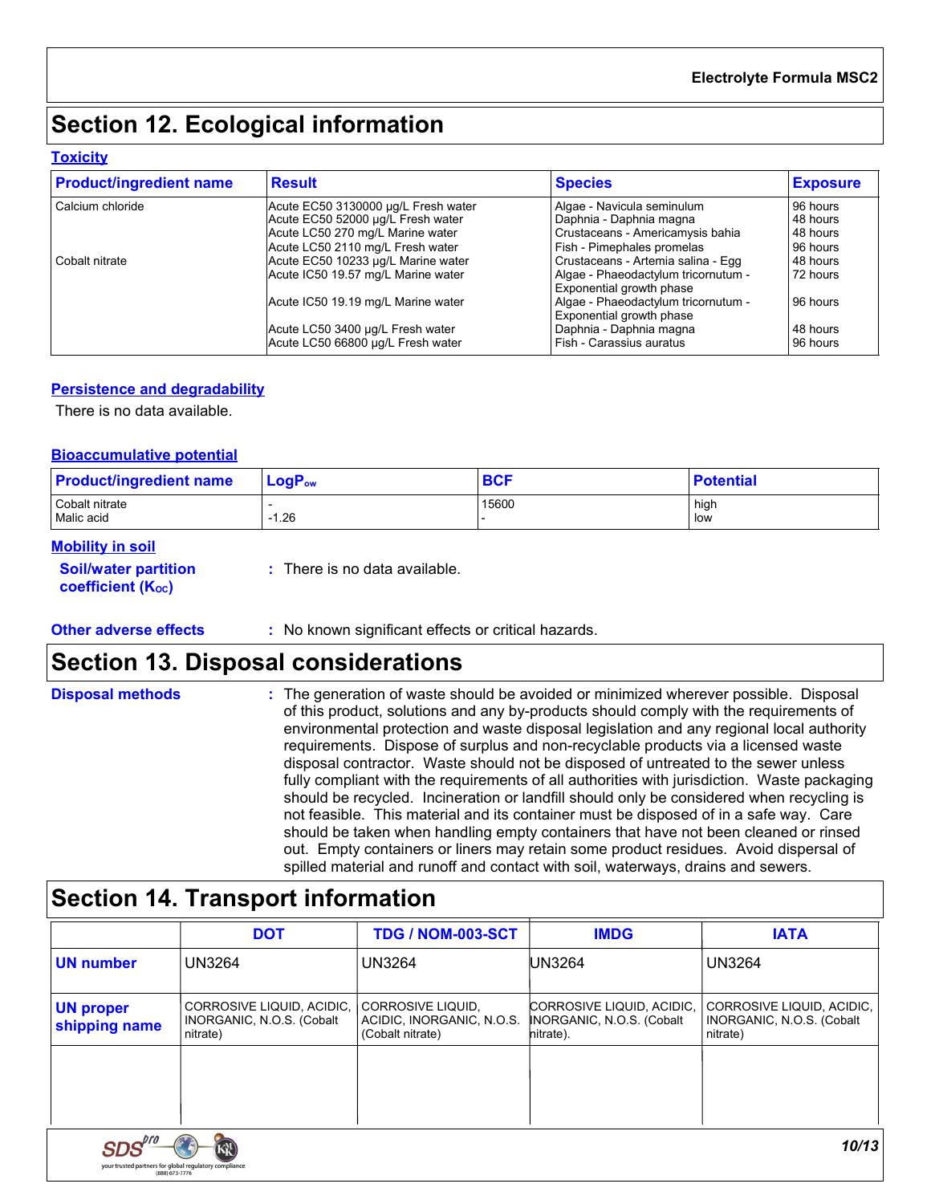# Section 12. Ecological information

### Toxicity

| Product/ingredient name | Result | Species | Exposure |
|---|---|---|---|
| Calcium chloride | Acute EC50 3130000 µg/L Fresh water | Algae - Navicula seminulum | 96 hours |
| | Acute EC50 52000 µg/L Fresh water | Daphnia - Daphnia magna | 48 hours |
| | Acute LC50 270 mg/L Marine water | Crustaceans - Americamysis bahia | 48 hours |
| | Acute LC50 2110 mg/L Fresh water | Fish - Pimephales promelas | 96 hours |
| Cobalt nitrate | Acute EC50 10233 µg/L Marine water | Crustaceans - Artemia salina - Egg | 48 hours |
| | Acute IC50 19.57 mg/L Marine water | Algae - Phaeodactylum tricornutum - Exponential growth phase | 72 hours |
| | Acute IC50 19.19 mg/L Marine water | Algae - Phaeodactylum tricornutum - Exponential growth phase | 96 hours |
| | Acute LC50 3400 µg/L Fresh water | Daphnia - Daphnia magna | 48 hours |
| | Acute LC50 66800 µg/L Fresh water | Fish - Carassius auratus | 96 hours |

### Persistence and degradability

There is no data available.

### Bioaccumulative potential

| Product/ingredient name | $LogP_{ow}$ | BCF | Potential |
|---|---|---|---|
| Cobalt nitrate | - | 15600 | high |
| Malic acid | -1.26 | - | low |

### Mobility in soil

**Soil/water partition coefficient ($K_{OC}$)** : There is no data available.

**Other adverse effects** : No known significant effects or critical hazards.

# Section 13. Disposal considerations

**Disposal methods** : The generation of waste should be avoided or minimized wherever possible. Disposal of this product, solutions and any by-products should comply with the requirements of environmental protection and waste disposal legislation and any regional local authority requirements. Dispose of surplus and non-recyclable products via a licensed waste disposal contractor. Waste should not be disposed of untreated to the sewer unless fully compliant with the requirements of all authorities with jurisdiction. Waste packaging should be recycled. Incineration or landfill should only be considered when recycling is not feasible. This material and its container must be disposed of in a safe way. Care should be taken when handling empty containers that have not been cleaned or rinsed out. Empty containers or liners may retain some product residues. Avoid dispersal of spilled material and runoff and contact with soil, waterways, drains and sewers.

# Section 14. Transport information

| | DOT | TDG / NOM-003-SCT | IMDG | IATA |
|---|---|---|---|---|
| **UN number** | UN3264 | UN3264 | UN3264 | UN3264 |
| **UN proper shipping name** | CORROSIVE LIQUID, ACIDIC, INORGANIC, N.O.S. (Cobalt nitrate) | CORROSIVE LIQUID, ACIDIC, INORGANIC, N.O.S. (Cobalt nitrate) | CORROSIVE LIQUID, ACIDIC, INORGANIC, N.O.S. (Cobalt nitrate). | CORROSIVE LIQUID, ACIDIC, INORGANIC, N.O.S. (Cobalt nitrate) |
| | | | | |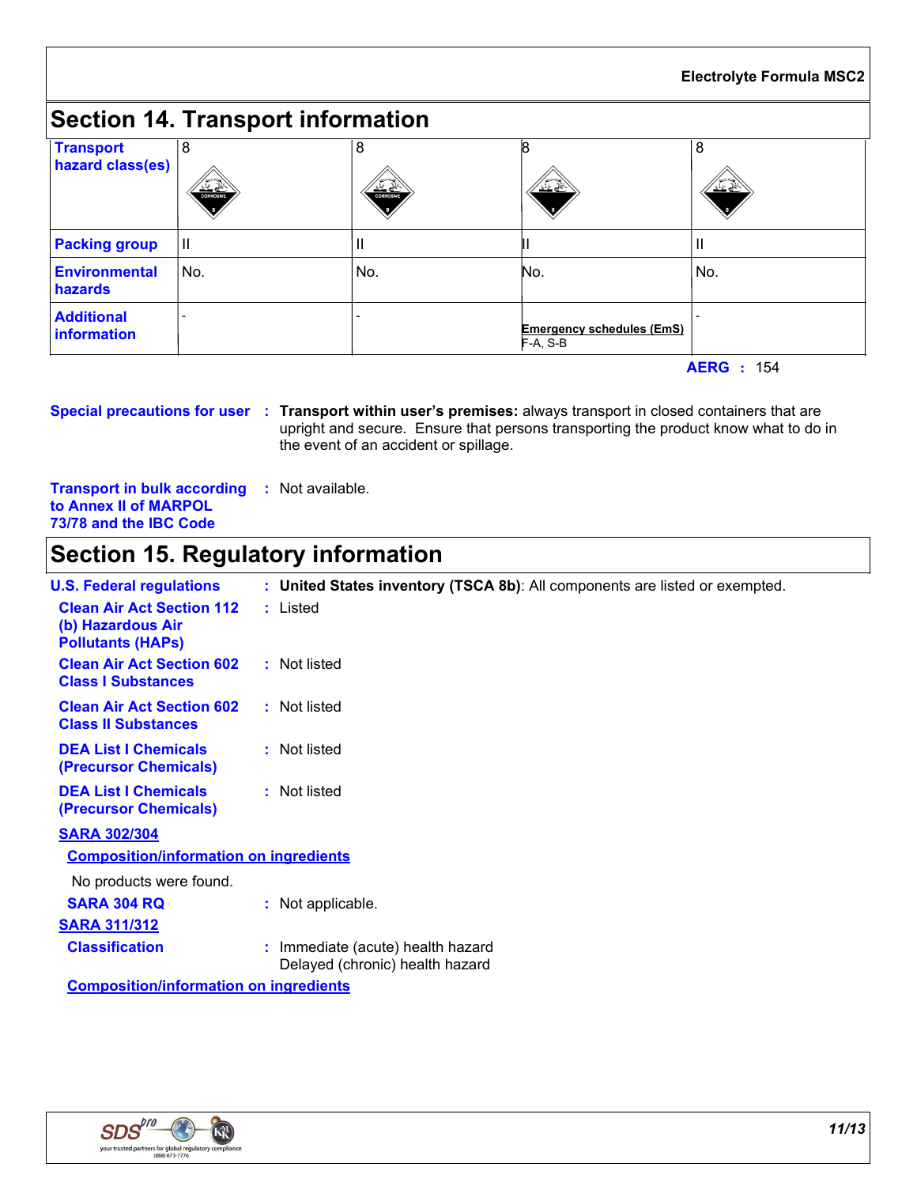## Section 14. Transport information

| | | | | |
|---|---|---|---|---|
| **Transport hazard class(es)** | 8 | 8 | 8 | 8 |
| **Packing group** | II | II | II | II |
| **Environmental hazards** | No. | No. | No. | No. |
| **Additional information** | - | - | **Emergency schedules (EmS)** F-A, S-B | - |

**AERG :** 154

**Special precautions for user :** **Transport within user's premises:** always transport in closed containers that are upright and secure. Ensure that persons transporting the product know what to do in the event of an accident or spillage.

**Transport in bulk according to Annex II of MARPOL 73/78 and the IBC Code :** Not available.

## Section 15. Regulatory information

**U.S. Federal regulations :** **United States inventory (TSCA 8b)**: All components are listed or exempted.

**Clean Air Act Section 112 (b) Hazardous Air Pollutants (HAPs) :** Listed

**Clean Air Act Section 602 Class I Substances :** Not listed

**Clean Air Act Section 602 Class II Substances :** Not listed

**DEA List I Chemicals (Precursor Chemicals) :** Not listed

**DEA List I Chemicals (Precursor Chemicals) :** Not listed

**SARA 302/304**

**Composition/information on ingredients**

No products were found.

**SARA 304 RQ :** Not applicable.

**SARA 311/312**

**Classification :** Immediate (acute) health hazard
Delayed (chronic) health hazard

**Composition/information on ingredients**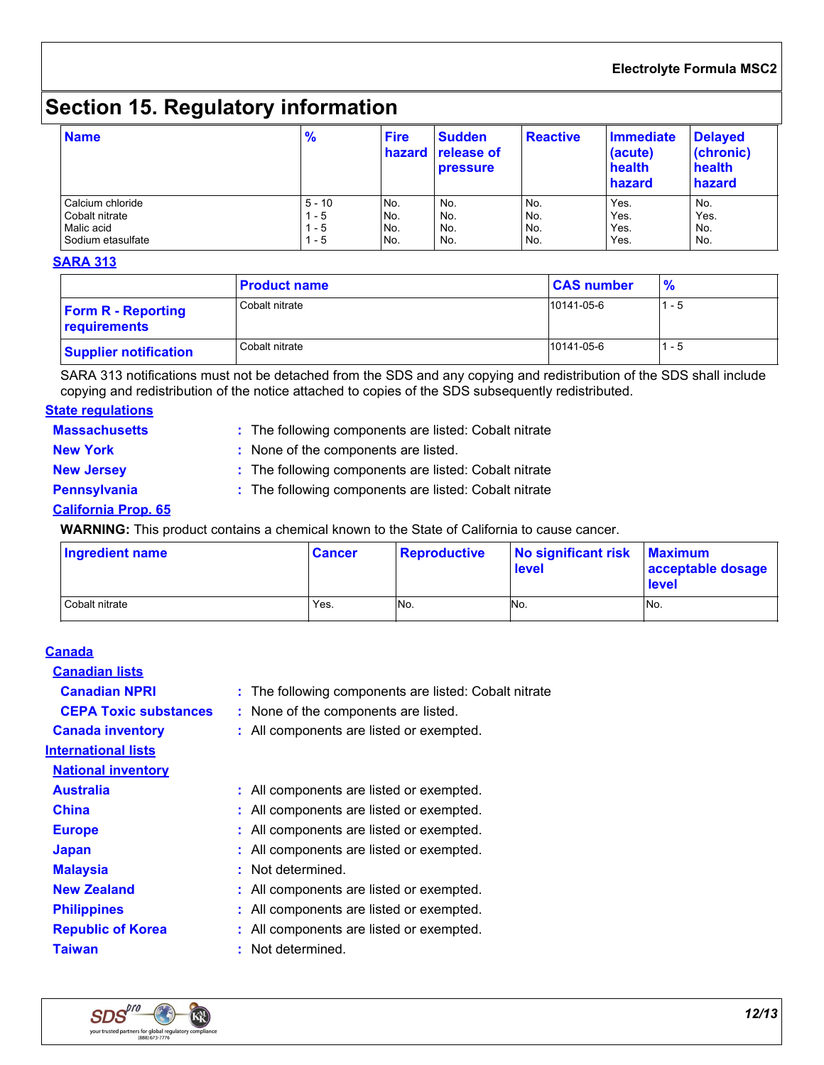## Section 15. Regulatory information

| Name | % | Fire hazard | Sudden release of pressure | Reactive | Immediate (acute) health hazard | Delayed (chronic) health hazard |
|---|---|---|---|---|---|---|
| Calcium chloride | 5 - 10 | No. | No. | No. | Yes. | No. |
| Cobalt nitrate | 1 - 5 | No. | No. | No. | Yes. | Yes. |
| Malic acid | 1 - 5 | No. | No. | No. | Yes. | No. |
| Sodium etasulfate | 1 - 5 | No. | No. | No. | Yes. | No. |

**SARA 313**

| | Product name | CAS number | % |
|---|---|---|---|
| **Form R - Reporting requirements** | Cobalt nitrate | 10141-05-6 | 1 - 5 |
| **Supplier notification** | Cobalt nitrate | 10141-05-6 | 1 - 5 |

SARA 313 notifications must not be detached from the SDS and any copying and redistribution of the SDS shall include copying and redistribution of the notice attached to copies of the SDS subsequently redistributed.

**State regulations**

**Massachusetts** : The following components are listed: Cobalt nitrate

**New York** : None of the components are listed.

**New Jersey** : The following components are listed: Cobalt nitrate

**Pennsylvania** : The following components are listed: Cobalt nitrate

**California Prop. 65**

**WARNING:** This product contains a chemical known to the State of California to cause cancer.

| Ingredient name | Cancer | Reproductive | No significant risk level | Maximum acceptable dosage level |
|---|---|---|---|---|
| Cobalt nitrate | Yes. | No. | No. | No. |

**Canada**

**Canadian lists**

**Canadian NPRI** : The following components are listed: Cobalt nitrate

**CEPA Toxic substances** : None of the components are listed.

**Canada inventory** : All components are listed or exempted.

**International lists**

**National inventory**

**Australia** : All components are listed or exempted.

**China** : All components are listed or exempted.

**Europe** : All components are listed or exempted.

**Japan** : All components are listed or exempted.

**Malaysia** : Not determined.

**New Zealand** : All components are listed or exempted.

**Philippines** : All components are listed or exempted.

**Republic of Korea** : All components are listed or exempted.

**Taiwan** : Not determined.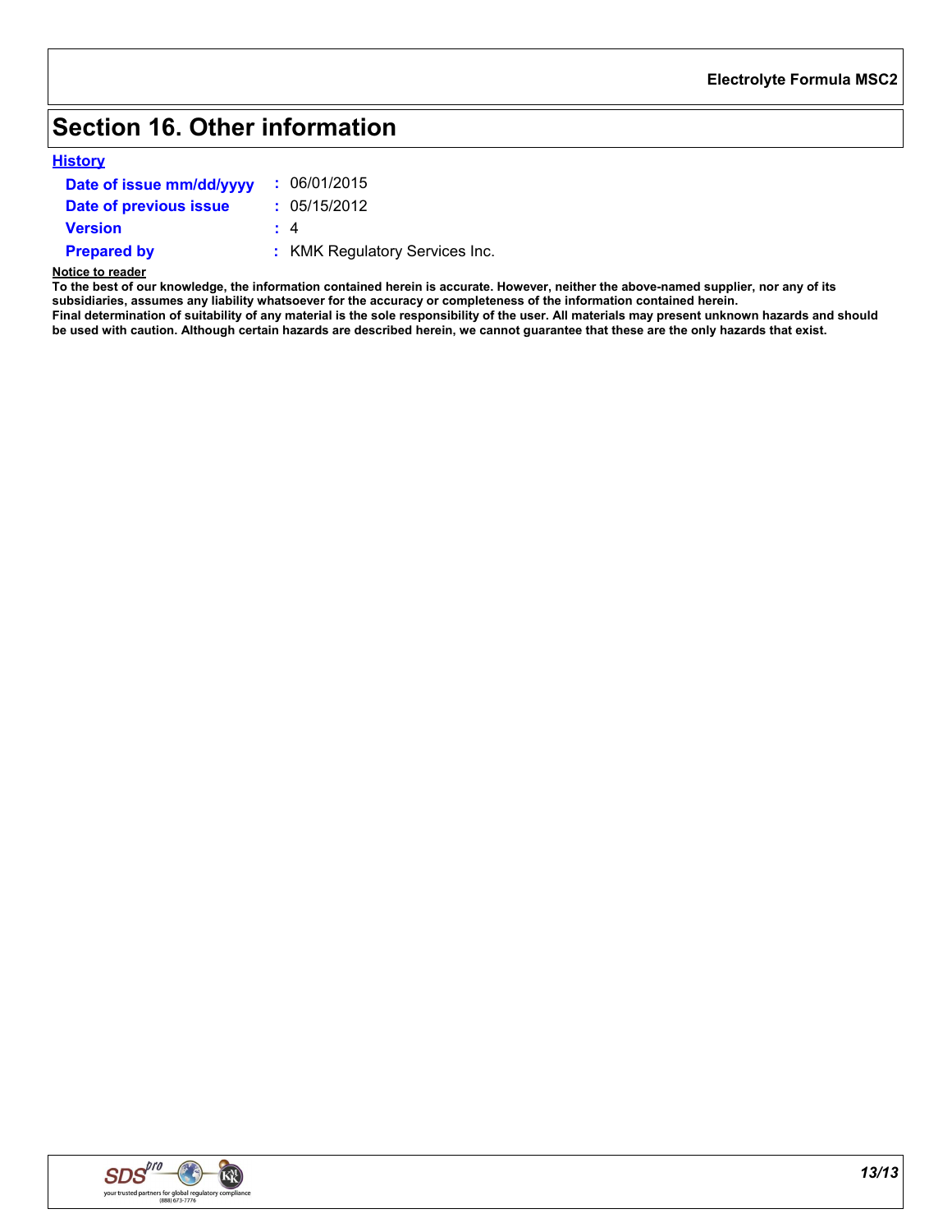# Section 16. Other information

**History**

| | | |
|---|---|---|
| **Date of issue mm/dd/yyyy** | : | 06/01/2015 |
| **Date of previous issue** | : | 05/15/2012 |
| **Version** | : | 4 |
| **Prepared by** | : | KMK Regulatory Services Inc. |

**Notice to reader**

**To the best of our knowledge, the information contained herein is accurate. However, neither the above-named supplier, nor any of its subsidiaries, assumes any liability whatsoever for the accuracy or completeness of the information contained herein.**
**Final determination of suitability of any material is the sole responsibility of the user. All materials may present unknown hazards and should be used with caution. Although certain hazards are described herein, we cannot guarantee that these are the only hazards that exist.**